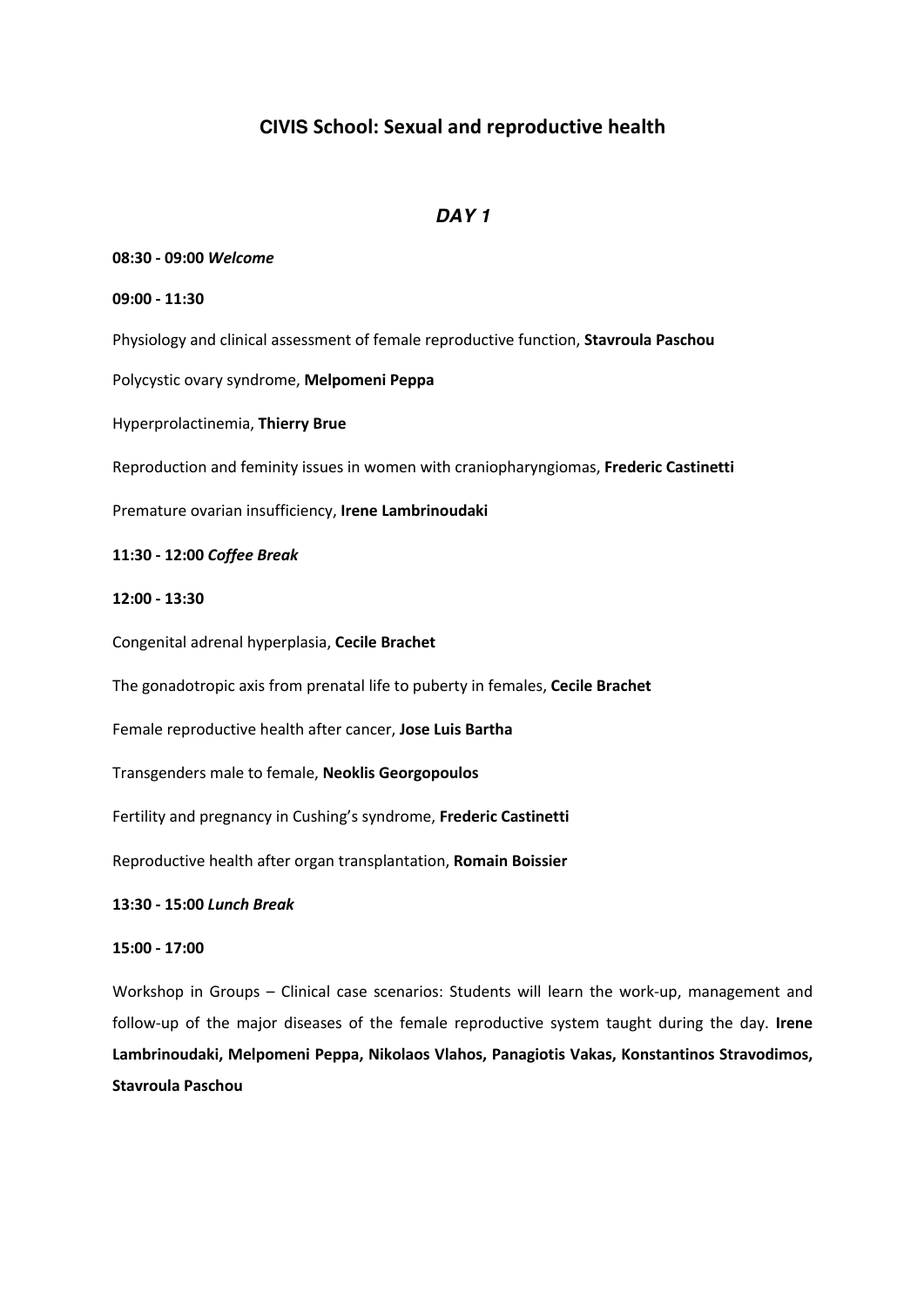# CIVIS School: Sexual and reproductive health

## *DAY 1*

**08:30 - 09:00** ***Welcome***

**09:00 - 11:30**

Physiology and clinical assessment of female reproductive function, **Stavroula Paschou**

Polycystic ovary syndrome, **Melpomeni Peppa**

Hyperprolactinemia, **Thierry Brue**

Reproduction and feminity issues in women with craniopharyngiomas, **Frederic Castinetti**

Premature ovarian insufficiency, **Irene Lambrinoudaki**

**11:30 - 12:00** ***Coffee Break***

**12:00 - 13:30**

Congenital adrenal hyperplasia, **Cecile Brachet**

The gonadotropic axis from prenatal life to puberty in females, **Cecile Brachet**

Female reproductive health after cancer, **Jose Luis Bartha**

Transgenders male to female, **Neoklis Georgopoulos**

Fertility and pregnancy in Cushing's syndrome, **Frederic Castinetti**

Reproductive health after organ transplantation, **Romain Boissier**

**13:30 - 15:00** ***Lunch Break***

**15:00 - 17:00**

Workshop in Groups – Clinical case scenarios: Students will learn the work-up, management and follow-up of the major diseases of the female reproductive system taught during the day. **Irene Lambrinoudaki, Melpomeni Peppa, Nikolaos Vlahos, Panagiotis Vakas, Konstantinos Stravodimos, Stavroula Paschou**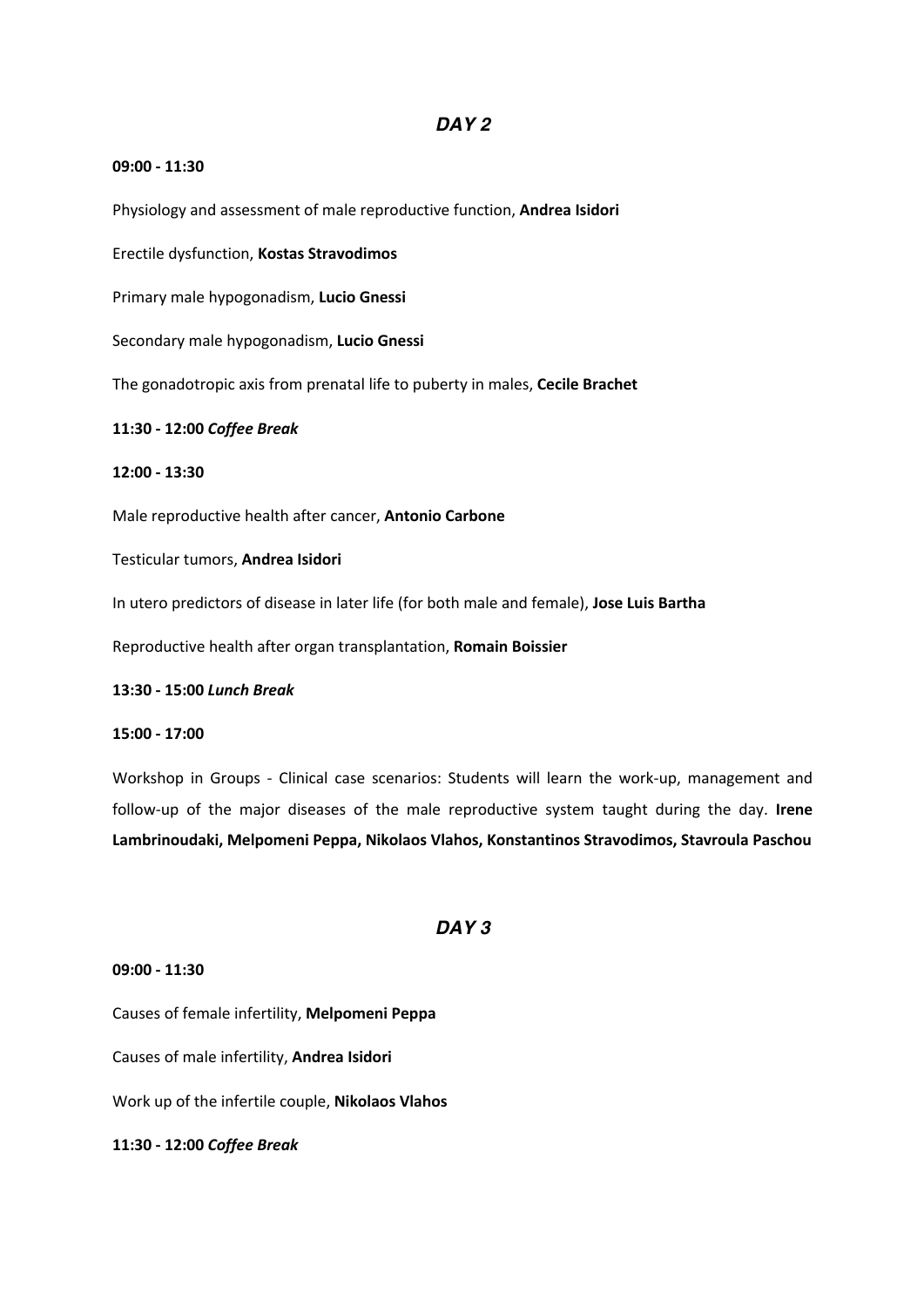## *DAY 2*

**09:00 - 11:30**

Physiology and assessment of male reproductive function, **Andrea Isidori**

Erectile dysfunction, **Kostas Stravodimos**

Primary male hypogonadism, **Lucio Gnessi**

Secondary male hypogonadism, **Lucio Gnessi**

The gonadotropic axis from prenatal life to puberty in males, **Cecile Brachet**

**11:30 - 12:00** ***Coffee Break***

**12:00 - 13:30**

Male reproductive health after cancer, **Antonio Carbone**

Testicular tumors, **Andrea Isidori**

In utero predictors of disease in later life (for both male and female), **Jose Luis Bartha**

Reproductive health after organ transplantation, **Romain Boissier**

**13:30 - 15:00** ***Lunch Break***

**15:00 - 17:00**

Workshop in Groups - Clinical case scenarios: Students will learn the work-up, management and follow-up of the major diseases of the male reproductive system taught during the day. **Irene Lambrinoudaki, Melpomeni Peppa, Nikolaos Vlahos, Konstantinos Stravodimos, Stavroula Paschou**

## *DAY 3*

**09:00 - 11:30**

Causes of female infertility, **Melpomeni Peppa**

Causes of male infertility, **Andrea Isidori**

Work up of the infertile couple, **Nikolaos Vlahos**

**11:30 - 12:00** ***Coffee Break***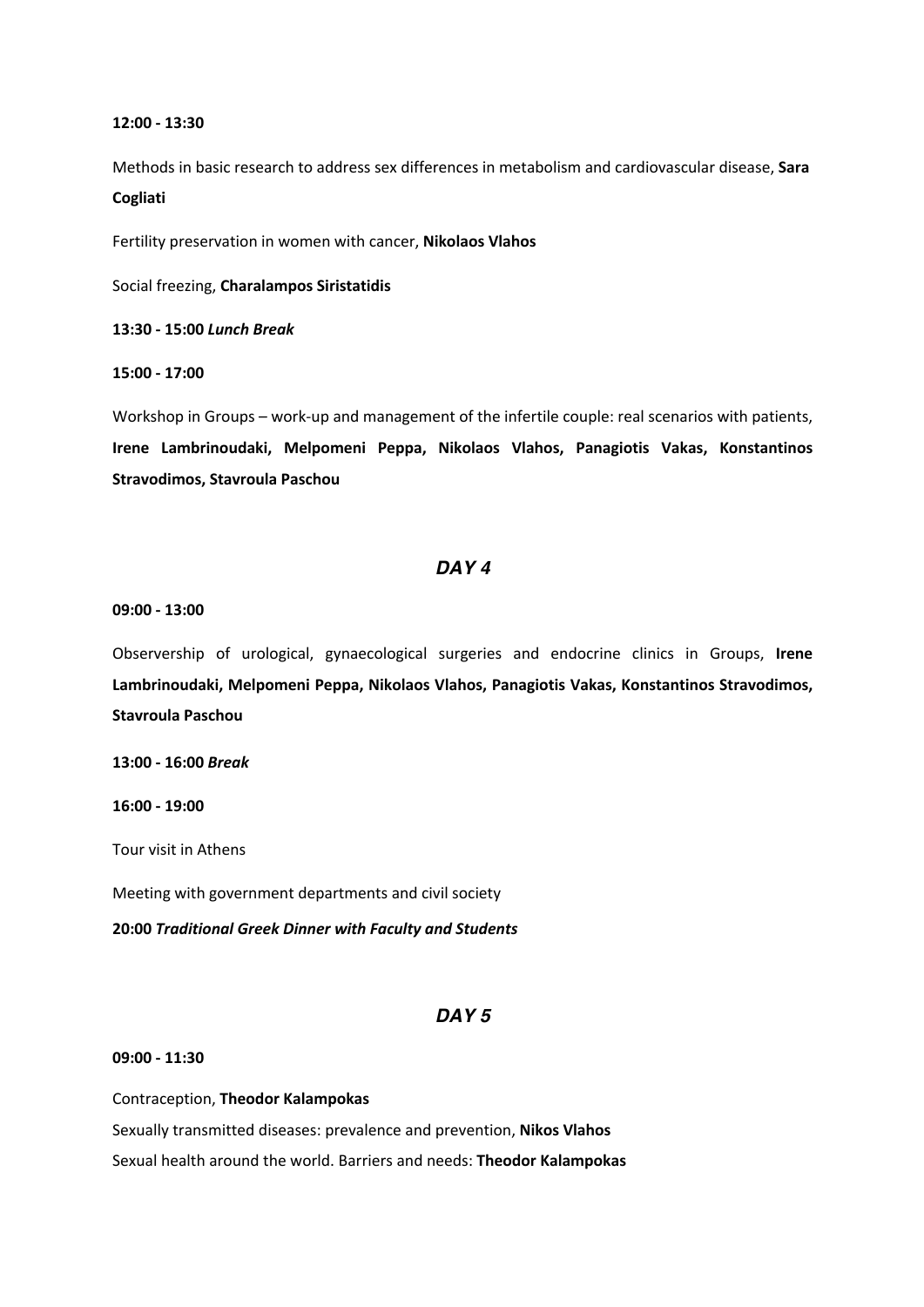**12:00 - 13:30**

Methods in basic research to address sex differences in metabolism and cardiovascular disease, **Sara Cogliati**

Fertility preservation in women with cancer, **Nikolaos Vlahos**

Social freezing, **Charalampos Siristatidis**

**13:30 - 15:00** ***Lunch Break***

**15:00 - 17:00**

Workshop in Groups – work-up and management of the infertile couple: real scenarios with patients, **Irene Lambrinoudaki, Melpomeni Peppa, Nikolaos Vlahos, Panagiotis Vakas, Konstantinos Stravodimos, Stavroula Paschou**

## *DAY 4*

**09:00 - 13:00**

Observership of urological, gynaecological surgeries and endocrine clinics in Groups, **Irene Lambrinoudaki, Melpomeni Peppa, Nikolaos Vlahos, Panagiotis Vakas, Konstantinos Stravodimos, Stavroula Paschou**

**13:00 - 16:00** ***Break***

**16:00 - 19:00**

Tour visit in Athens

Meeting with government departments and civil society

**20:00** ***Traditional Greek Dinner with Faculty and Students***

## *DAY 5*

**09:00 - 11:30**

Contraception, **Theodor Kalampokas**

Sexually transmitted diseases: prevalence and prevention, **Nikos Vlahos**

Sexual health around the world. Barriers and needs: **Theodor Kalampokas**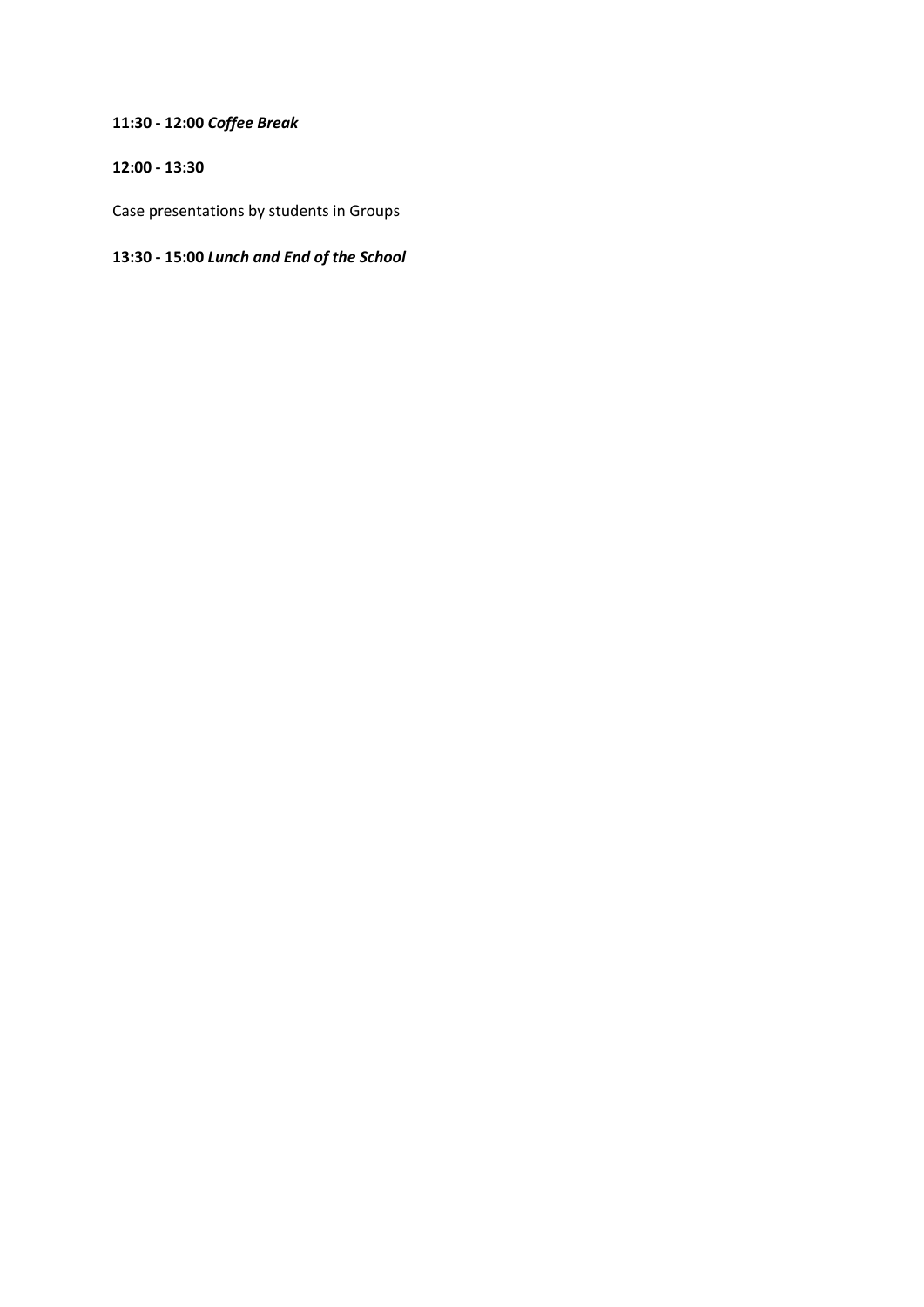**11:30 - 12:00** ***Coffee Break***

**12:00 - 13:30**

Case presentations by students in Groups

**13:30 - 15:00** ***Lunch and End of the School***